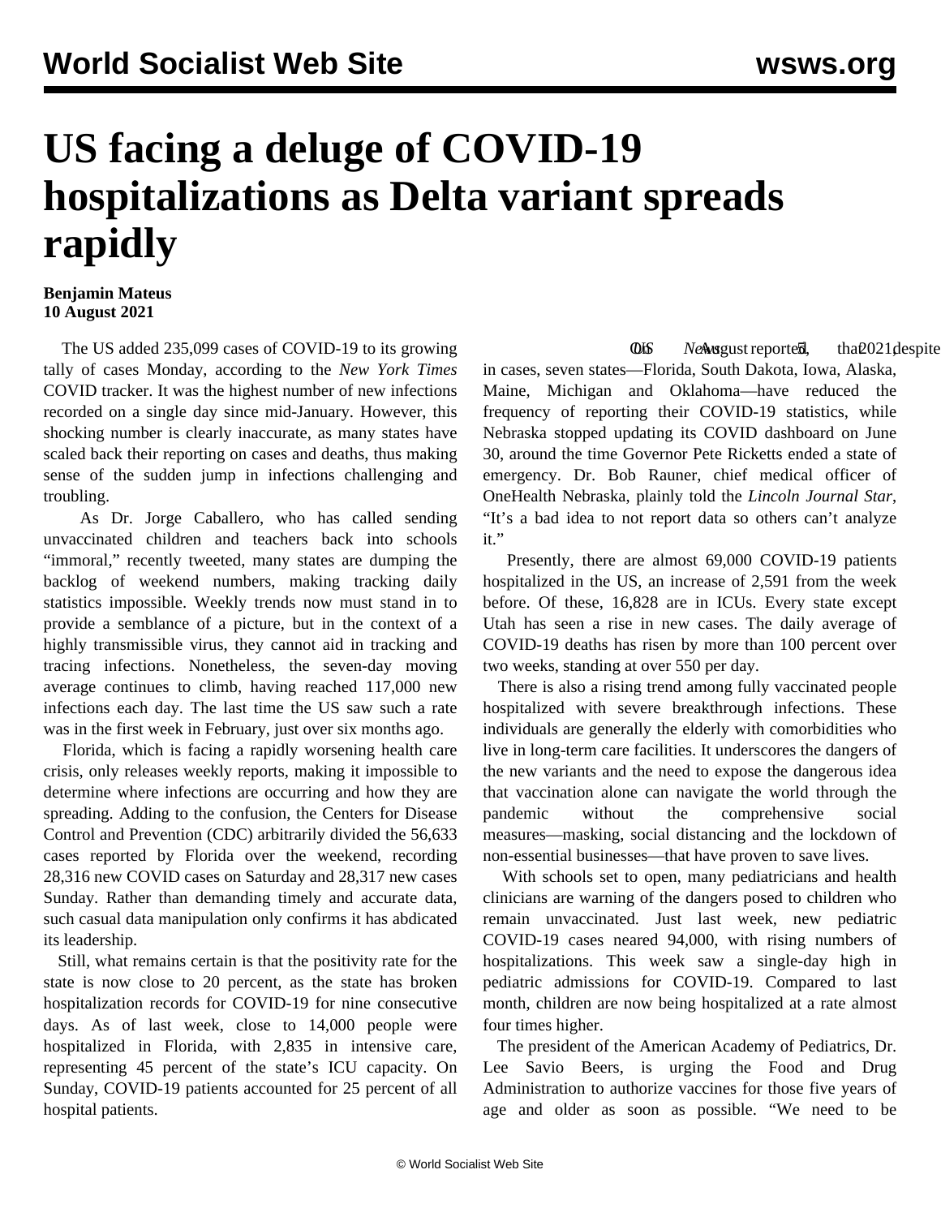# US facing a deluge of COVID-19 hospitalizations as Delta variant spreads rapidly

**Benjamin Mateus**
**10 August 2021**

The US added 235,099 cases of COVID-19 to its growing tally of cases Monday, according to the *New York Times* COVID tracker. It was the highest number of new infections recorded on a single day since mid-January. However, this shocking number is clearly inaccurate, as many states have scaled back their reporting on cases and deaths, thus making sense of the sudden jump in infections challenging and troubling.

As Dr. Jorge Caballero, who has called sending unvaccinated children and teachers back into schools "immoral," recently tweeted, many states are dumping the backlog of weekend numbers, making tracking daily statistics impossible. Weekly trends now must stand in to provide a semblance of a picture, but in the context of a highly transmissible virus, they cannot aid in tracking and tracing infections. Nonetheless, the seven-day moving average continues to climb, having reached 117,000 new infections each day. The last time the US saw such a rate was in the first week in February, just over six months ago.

Florida, which is facing a rapidly worsening health care crisis, only releases weekly reports, making it impossible to determine where infections are occurring and how they are spreading. Adding to the confusion, the Centers for Disease Control and Prevention (CDC) arbitrarily divided the 56,633 cases reported by Florida over the weekend, recording 28,316 new COVID cases on Saturday and 28,317 new cases Sunday. Rather than demanding timely and accurate data, such casual data manipulation only confirms it has abdicated its leadership.

Still, what remains certain is that the positivity rate for the state is now close to 20 percent, as the state has broken hospitalization records for COVID-19 for nine consecutive days. As of last week, close to 14,000 people were hospitalized in Florida, with 2,835 in intensive care, representing 45 percent of the state's ICU capacity. On Sunday, COVID-19 patients accounted for 25 percent of all hospital patients.

*US News* reported, on August 5, 2021, that despite in cases, seven states—Florida, South Dakota, Iowa, Alaska, Maine, Michigan and Oklahoma—have reduced the frequency of reporting their COVID-19 statistics, while Nebraska stopped updating its COVID dashboard on June 30, around the time Governor Pete Ricketts ended a state of emergency. Dr. Bob Rauner, chief medical officer of OneHealth Nebraska, plainly told the *Lincoln Journal Star*, "It's a bad idea to not report data so others can't analyze it."

Presently, there are almost 69,000 COVID-19 patients hospitalized in the US, an increase of 2,591 from the week before. Of these, 16,828 are in ICUs. Every state except Utah has seen a rise in new cases. The daily average of COVID-19 deaths has risen by more than 100 percent over two weeks, standing at over 550 per day.

There is also a rising trend among fully vaccinated people hospitalized with severe breakthrough infections. These individuals are generally the elderly with comorbidities who live in long-term care facilities. It underscores the dangers of the new variants and the need to expose the dangerous idea that vaccination alone can navigate the world through the pandemic without the comprehensive social measures—masking, social distancing and the lockdown of non-essential businesses—that have proven to save lives.

With schools set to open, many pediatricians and health clinicians are warning of the dangers posed to children who remain unvaccinated. Just last week, new pediatric COVID-19 cases neared 94,000, with rising numbers of hospitalizations. This week saw a single-day high in pediatric admissions for COVID-19. Compared to last month, children are now being hospitalized at a rate almost four times higher.

The president of the American Academy of Pediatrics, Dr. Lee Savio Beers, is urging the Food and Drug Administration to authorize vaccines for those five years of age and older as soon as possible. "We need to be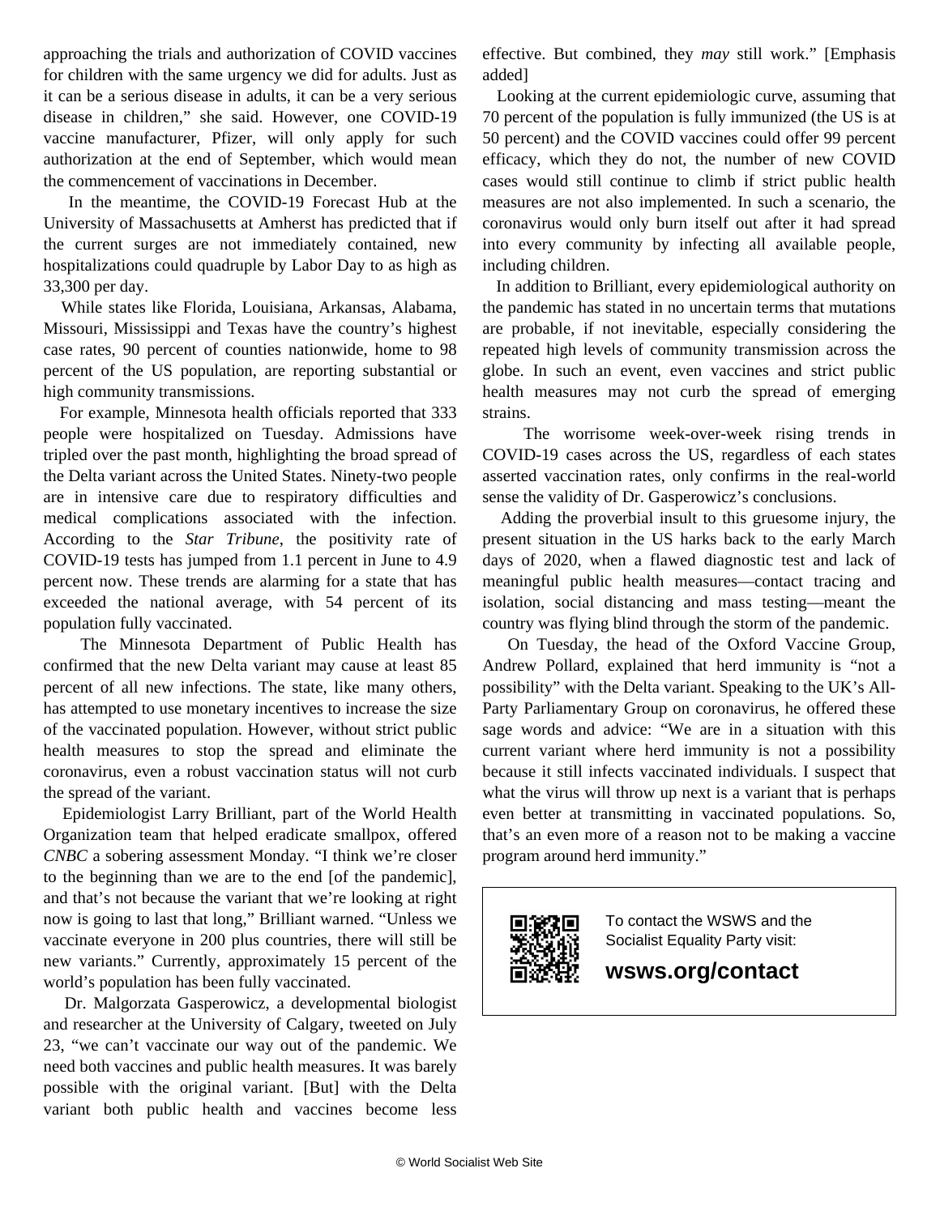approaching the trials and authorization of COVID vaccines for children with the same urgency we did for adults. Just as it can be a serious disease in adults, it can be a very serious disease in children," she said. However, one COVID-19 vaccine manufacturer, Pfizer, will only apply for such authorization at the end of September, which would mean the commencement of vaccinations in December.

In the meantime, the COVID-19 Forecast Hub at the University of Massachusetts at Amherst has predicted that if the current surges are not immediately contained, new hospitalizations could quadruple by Labor Day to as high as 33,300 per day.

While states like Florida, Louisiana, Arkansas, Alabama, Missouri, Mississippi and Texas have the country's highest case rates, 90 percent of counties nationwide, home to 98 percent of the US population, are reporting substantial or high community transmissions.

For example, Minnesota health officials reported that 333 people were hospitalized on Tuesday. Admissions have tripled over the past month, highlighting the broad spread of the Delta variant across the United States. Ninety-two people are in intensive care due to respiratory difficulties and medical complications associated with the infection. According to the *Star Tribune*, the positivity rate of COVID-19 tests has jumped from 1.1 percent in June to 4.9 percent now. These trends are alarming for a state that has exceeded the national average, with 54 percent of its population fully vaccinated.

The Minnesota Department of Public Health has confirmed that the new Delta variant may cause at least 85 percent of all new infections. The state, like many others, has attempted to use monetary incentives to increase the size of the vaccinated population. However, without strict public health measures to stop the spread and eliminate the coronavirus, even a robust vaccination status will not curb the spread of the variant.

Epidemiologist Larry Brilliant, part of the World Health Organization team that helped eradicate smallpox, offered *CNBC* a sobering assessment Monday. "I think we're closer to the beginning than we are to the end [of the pandemic], and that's not because the variant that we're looking at right now is going to last that long," Brilliant warned. "Unless we vaccinate everyone in 200 plus countries, there will still be new variants." Currently, approximately 15 percent of the world's population has been fully vaccinated.

Dr. Malgorzata Gasperowicz, a developmental biologist and researcher at the University of Calgary, tweeted on July 23, "we can't vaccinate our way out of the pandemic. We need both vaccines and public health measures. It was barely possible with the original variant. [But] with the Delta variant both public health and vaccines become less effective. But combined, they *may* still work." [Emphasis added]

Looking at the current epidemiologic curve, assuming that 70 percent of the population is fully immunized (the US is at 50 percent) and the COVID vaccines could offer 99 percent efficacy, which they do not, the number of new COVID cases would still continue to climb if strict public health measures are not also implemented. In such a scenario, the coronavirus would only burn itself out after it had spread into every community by infecting all available people, including children.

In addition to Brilliant, every epidemiological authority on the pandemic has stated in no uncertain terms that mutations are probable, if not inevitable, especially considering the repeated high levels of community transmission across the globe. In such an event, even vaccines and strict public health measures may not curb the spread of emerging strains.

The worrisome week-over-week rising trends in COVID-19 cases across the US, regardless of each states asserted vaccination rates, only confirms in the real-world sense the validity of Dr. Gasperowicz's conclusions.

Adding the proverbial insult to this gruesome injury, the present situation in the US harks back to the early March days of 2020, when a flawed diagnostic test and lack of meaningful public health measures—contact tracing and isolation, social distancing and mass testing—meant the country was flying blind through the storm of the pandemic.

On Tuesday, the head of the Oxford Vaccine Group, Andrew Pollard, explained that herd immunity is "not a possibility" with the Delta variant. Speaking to the UK's All-Party Parliamentary Group on coronavirus, he offered these sage words and advice: "We are in a situation with this current variant where herd immunity is not a possibility because it still infects vaccinated individuals. I suspect that what the virus will throw up next is a variant that is perhaps even better at transmitting in vaccinated populations. So, that's an even more of a reason not to be making a vaccine program around herd immunity."

To contact the WSWS and the Socialist Equality Party visit:

**wsws.org/contact**